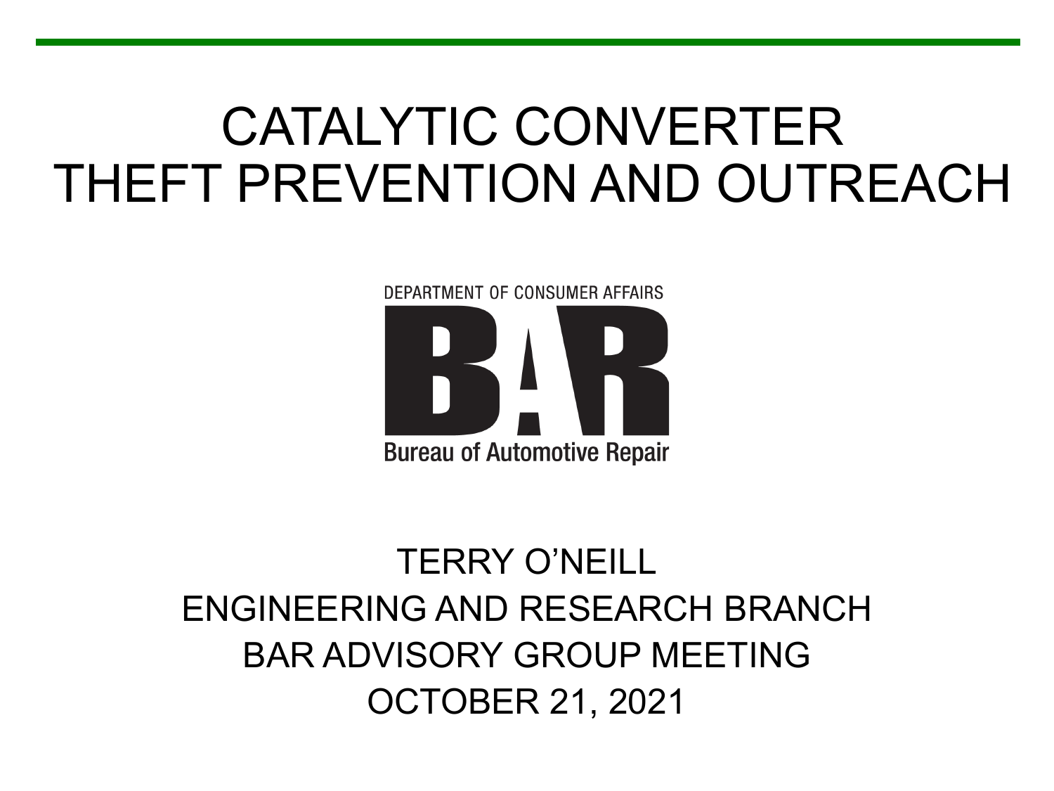# CATALYTIC CONVERTER THEFT PREVENTION AND OUTREACH

DEPARTMENT OF CONSUMER AFFAIRS

BAR

Bureau of Automotive Repair

TERRY O'NEILL

ENGINEERING AND RESEARCH BRANCH

BAR ADVISORY GROUP MEETING

OCTOBER 21, 2021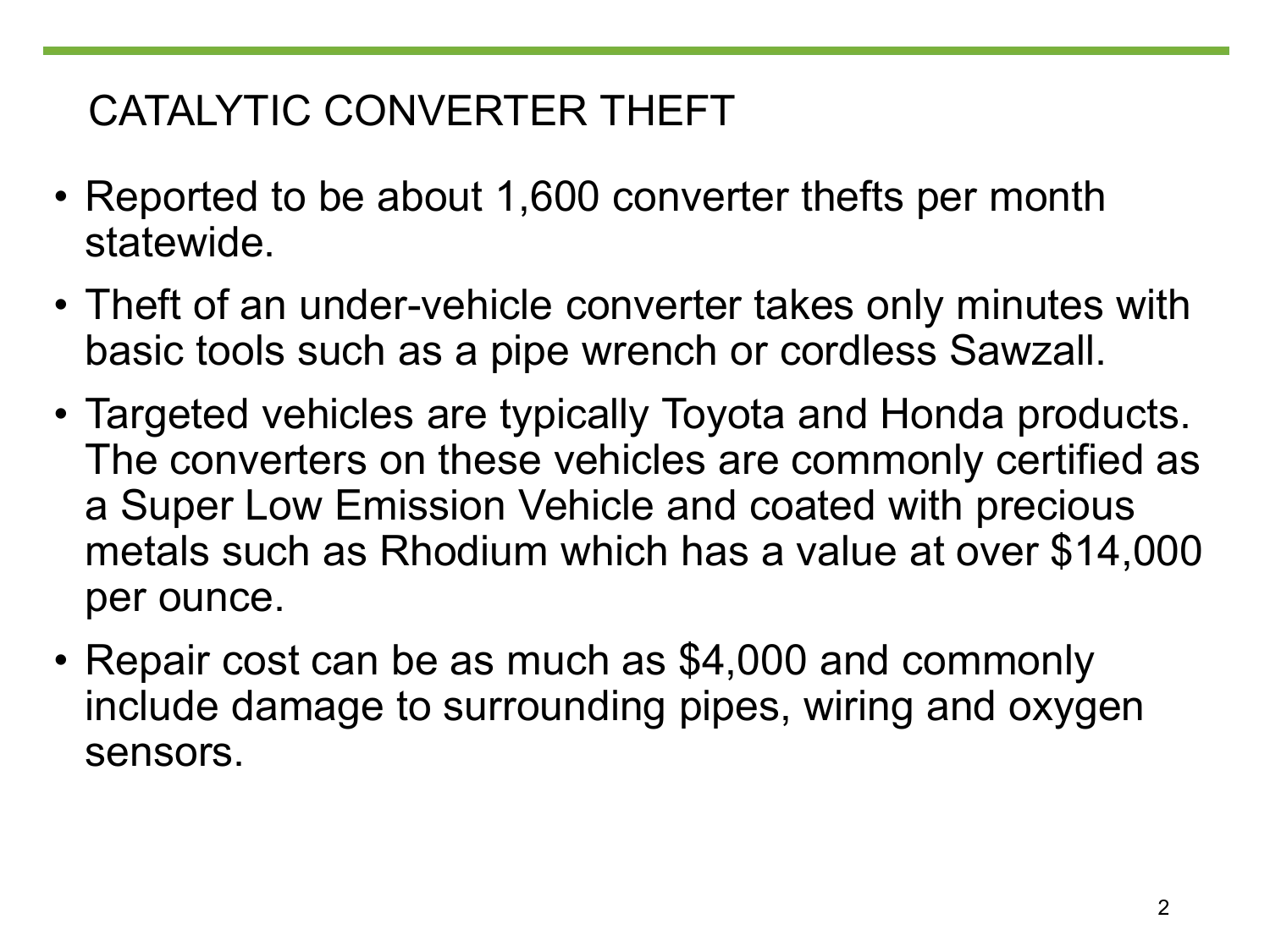## CATALYTIC CONVERTER THEFT

- Reported to be about 1,600 converter thefts per month statewide.
- Theft of an under-vehicle converter takes only minutes with basic tools such as a pipe wrench or cordless Sawzall.
- Targeted vehicles are typically Toyota and Honda products. The converters on these vehicles are commonly certified as a Super Low Emission Vehicle and coated with precious metals such as Rhodium which has a value at over $14,000 per ounce.
- Repair cost can be as much as $4,000 and commonly include damage to surrounding pipes, wiring and oxygen sensors.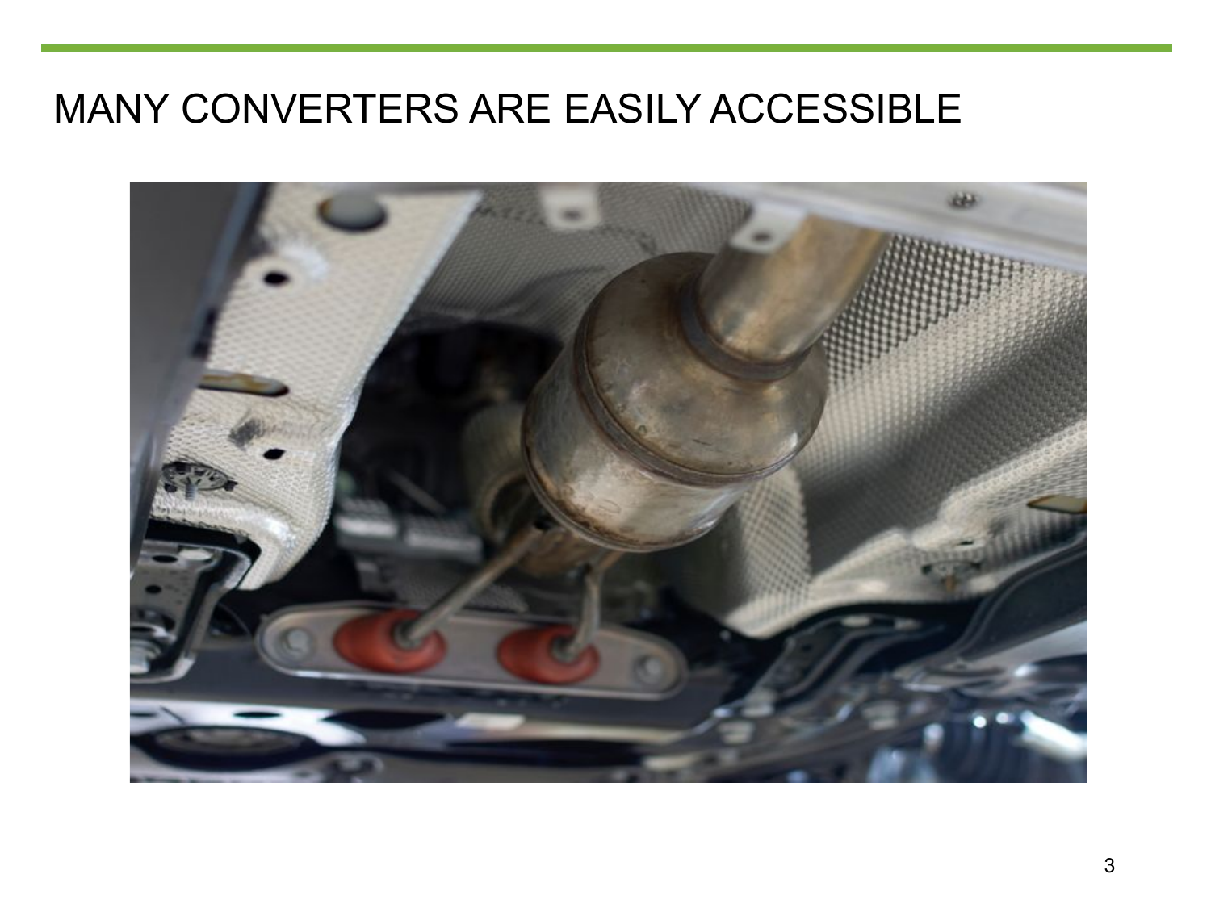# MANY CONVERTERS ARE EASILY ACCESSIBLE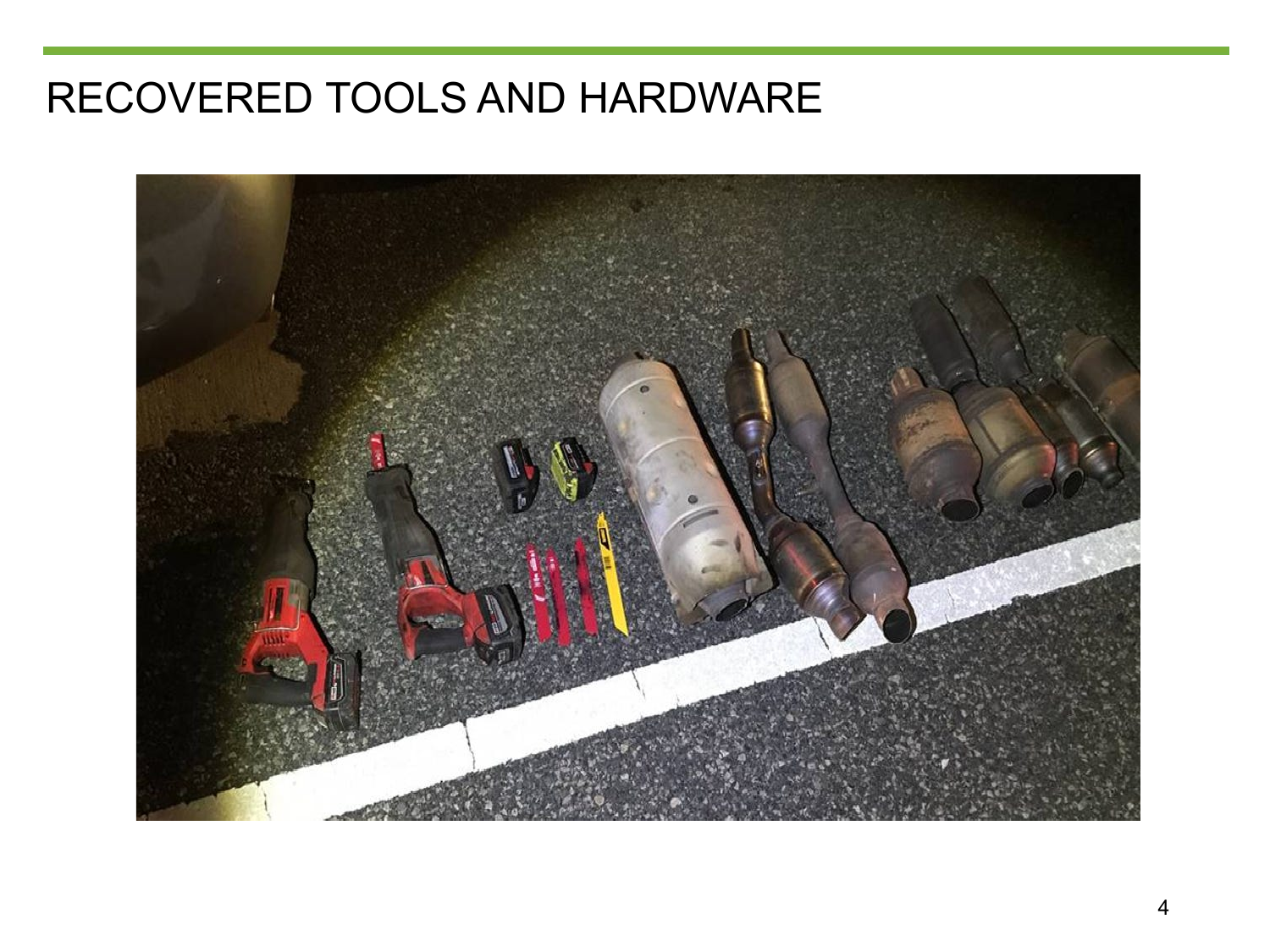# RECOVERED TOOLS AND HARDWARE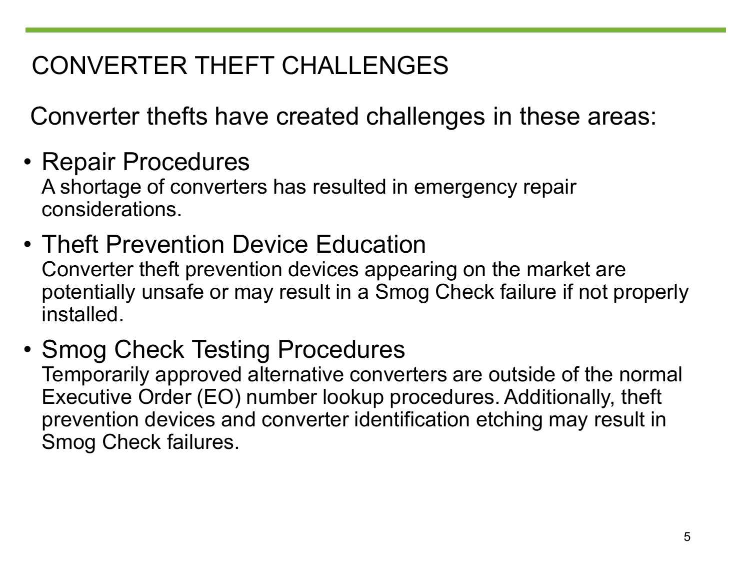# CONVERTER THEFT CHALLENGES

Converter thefts have created challenges in these areas:

- Repair Procedures
  A shortage of converters has resulted in emergency repair considerations.
- Theft Prevention Device Education
  Converter theft prevention devices appearing on the market are potentially unsafe or may result in a Smog Check failure if not properly installed.
- Smog Check Testing Procedures
  Temporarily approved alternative converters are outside of the normal Executive Order (EO) number lookup procedures. Additionally, theft prevention devices and converter identification etching may result in Smog Check failures.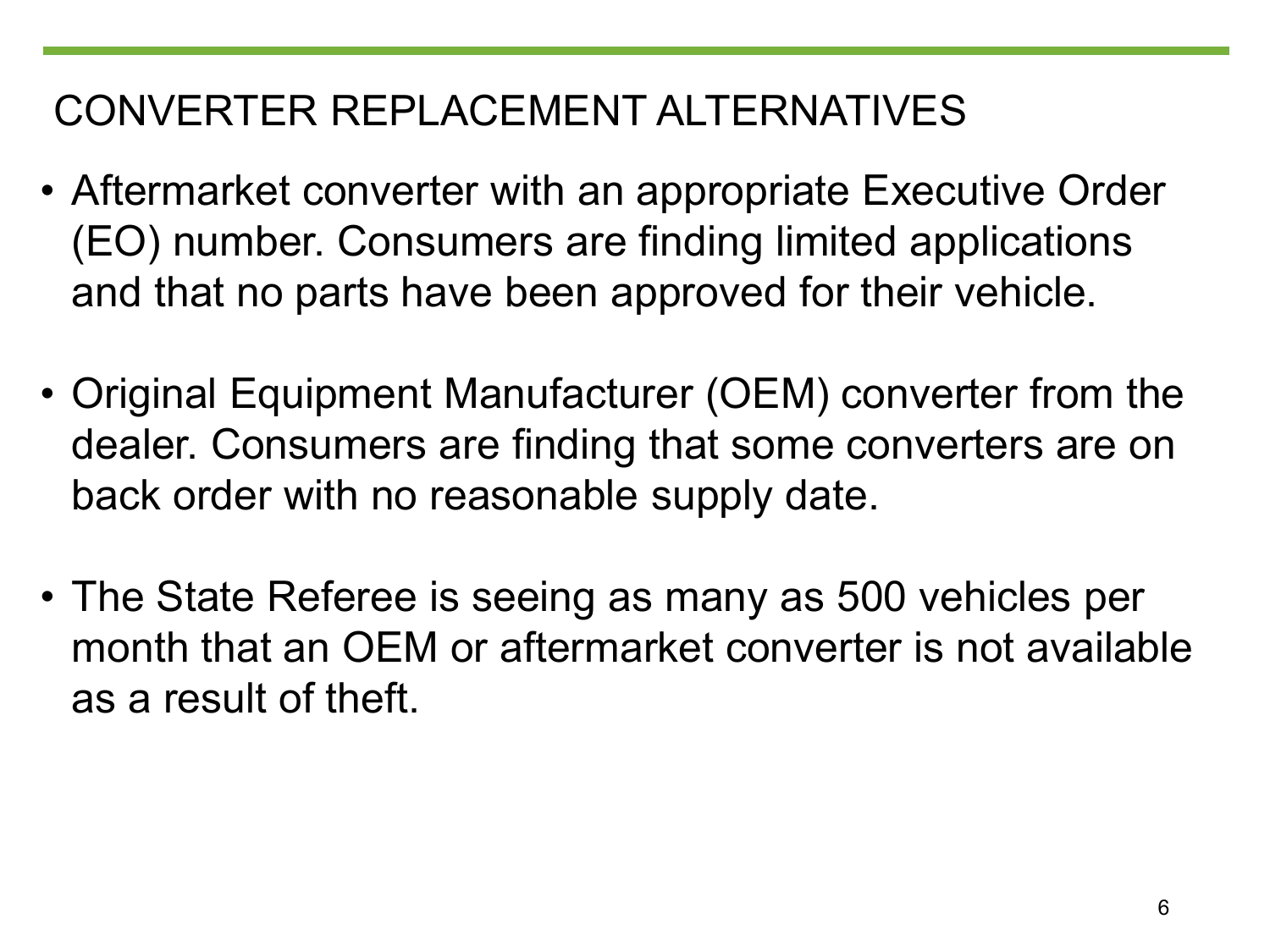## CONVERTER REPLACEMENT ALTERNATIVES

- Aftermarket converter with an appropriate Executive Order (EO) number. Consumers are finding limited applications and that no parts have been approved for their vehicle.

- Original Equipment Manufacturer (OEM) converter from the dealer. Consumers are finding that some converters are on back order with no reasonable supply date.

- The State Referee is seeing as many as 500 vehicles per month that an OEM or aftermarket converter is not available as a result of theft.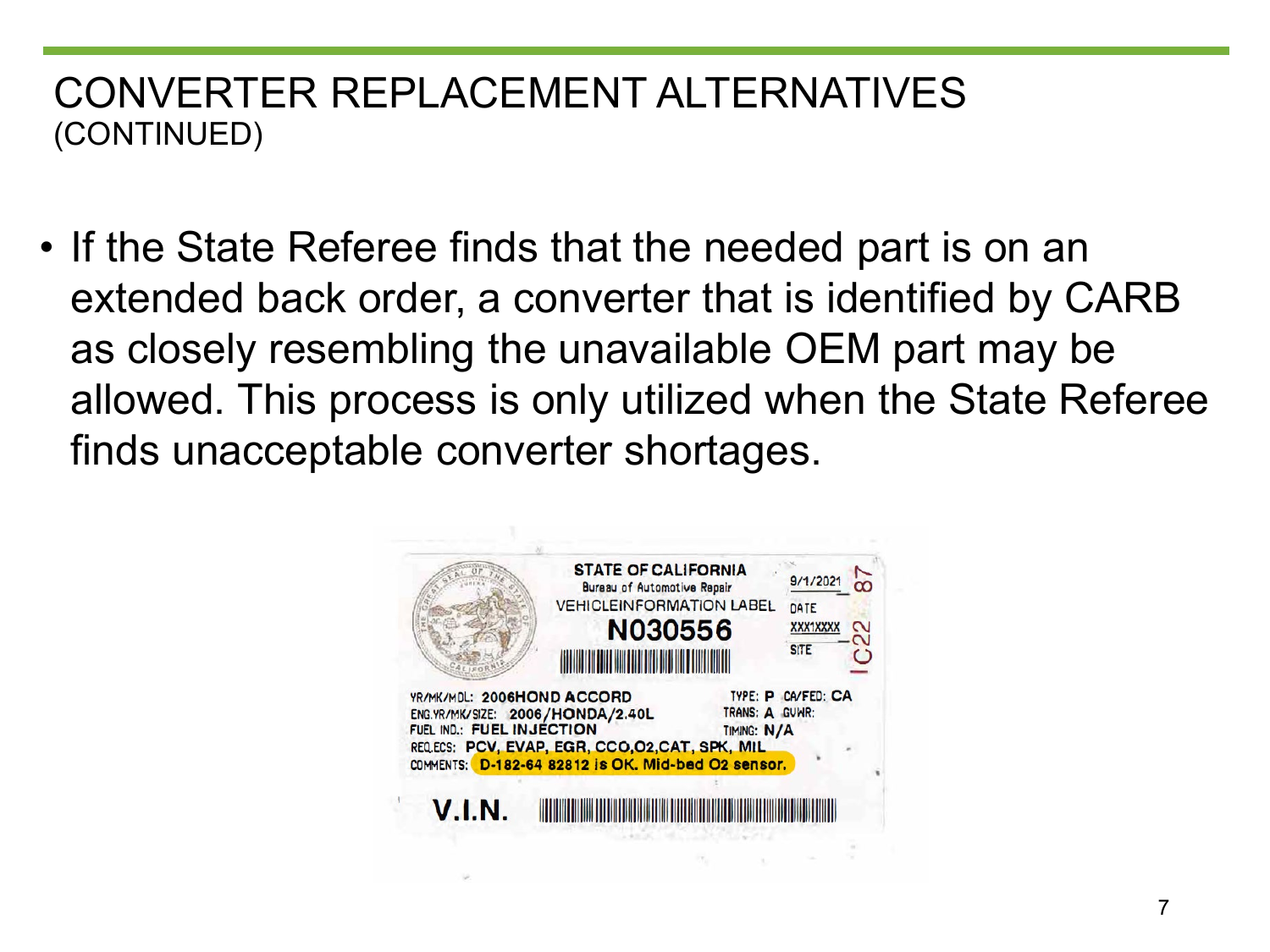# CONVERTER REPLACEMENT ALTERNATIVES
(CONTINUED)

- If the State Referee finds that the needed part is on an extended back order, a converter that is identified by CARB as closely resembling the unavailable OEM part may be allowed. This process is only utilized when the State Referee finds unacceptable converter shortages.

STATE OF CALIFORNIA
Bureau of Automotive Repair
VEHICLEINFORMATION LABEL
N030556

9/1/2021
DATE
XXX1XXXX
SITE
IC22 87

YR/MK/MDL: 2006HOND ACCORD
TYPE: P CA/FED: CA
ENG.YR/MK/SIZE: 2006/HONDA/2.40L
TRANS: A GVWR:
FUEL IND.: FUEL INJECTION
TIMING: N/A
REQ.ECS: PCV, EVAP, EGR, CCO,O2,CAT, SPK, MIL
COMMENTS: D-182-64 82812 is OK. Mid-bed O2 sensor.

V.I.N.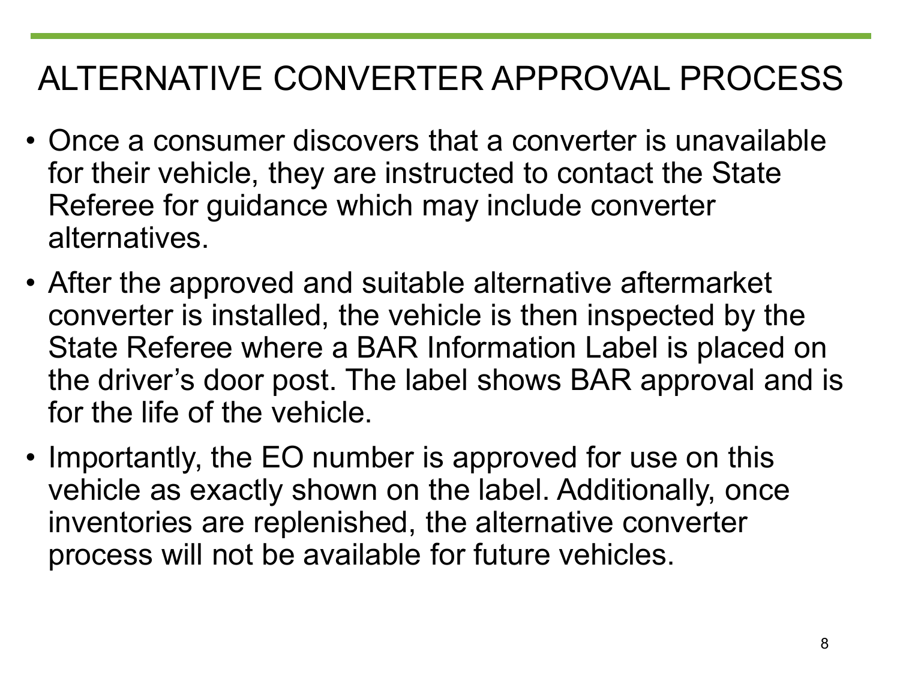# ALTERNATIVE CONVERTER APPROVAL PROCESS

- Once a consumer discovers that a converter is unavailable for their vehicle, they are instructed to contact the State Referee for guidance which may include converter alternatives.
- After the approved and suitable alternative aftermarket converter is installed, the vehicle is then inspected by the State Referee where a BAR Information Label is placed on the driver's door post. The label shows BAR approval and is for the life of the vehicle.
- Importantly, the EO number is approved for use on this vehicle as exactly shown on the label. Additionally, once inventories are replenished, the alternative converter process will not be available for future vehicles.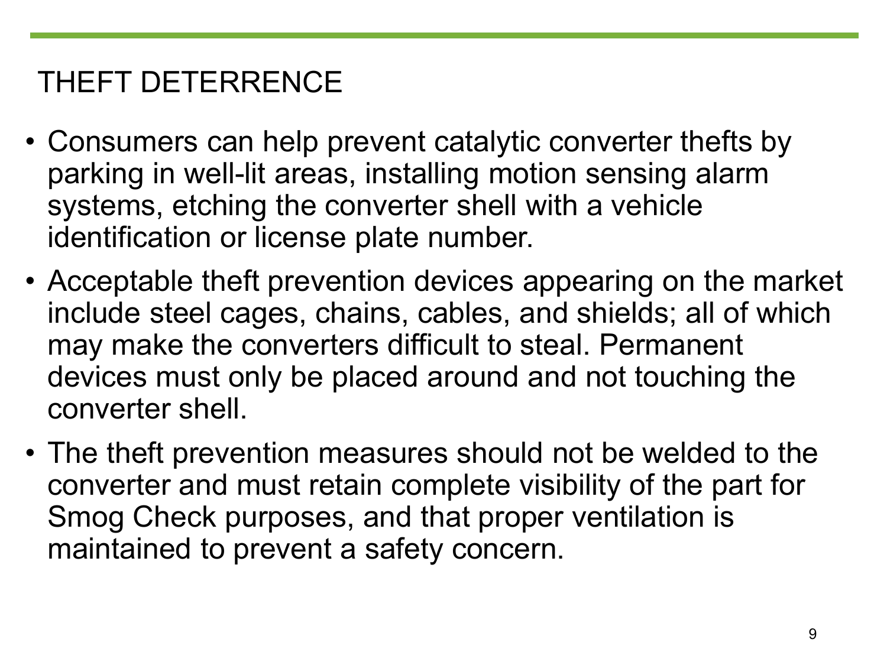# THEFT DETERRENCE

- Consumers can help prevent catalytic converter thefts by parking in well-lit areas, installing motion sensing alarm systems, etching the converter shell with a vehicle identification or license plate number.
- Acceptable theft prevention devices appearing on the market include steel cages, chains, cables, and shields; all of which may make the converters difficult to steal. Permanent devices must only be placed around and not touching the converter shell.
- The theft prevention measures should not be welded to the converter and must retain complete visibility of the part for Smog Check purposes, and that proper ventilation is maintained to prevent a safety concern.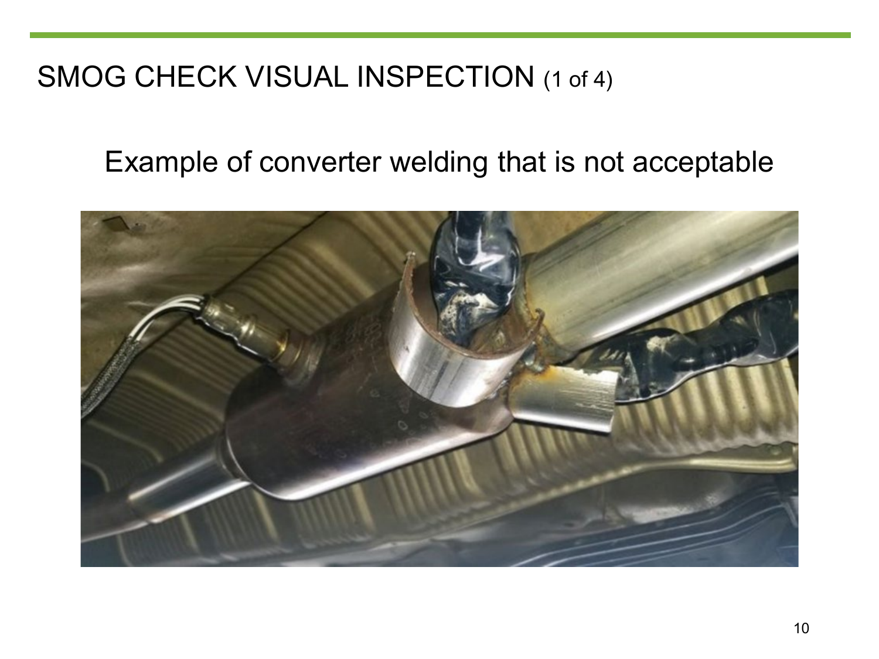# SMOG CHECK VISUAL INSPECTION (1 of 4)

Example of converter welding that is not acceptable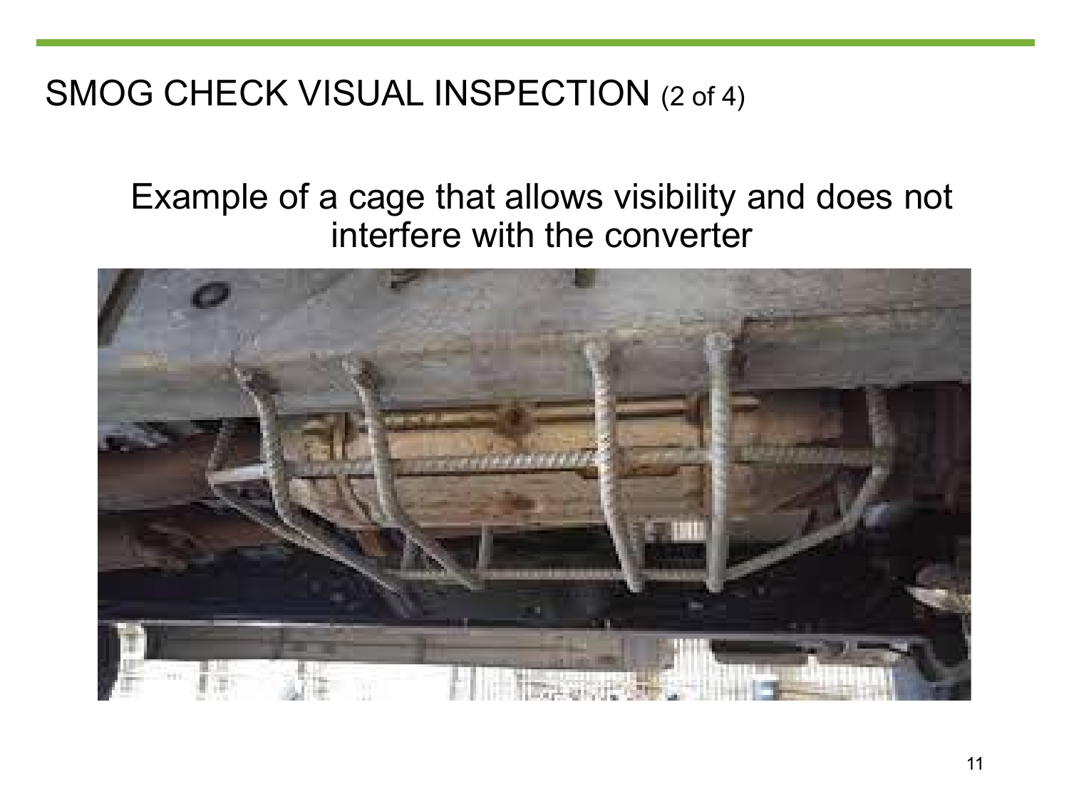# SMOG CHECK VISUAL INSPECTION (2 of 4)

Example of a cage that allows visibility and does not interfere with the converter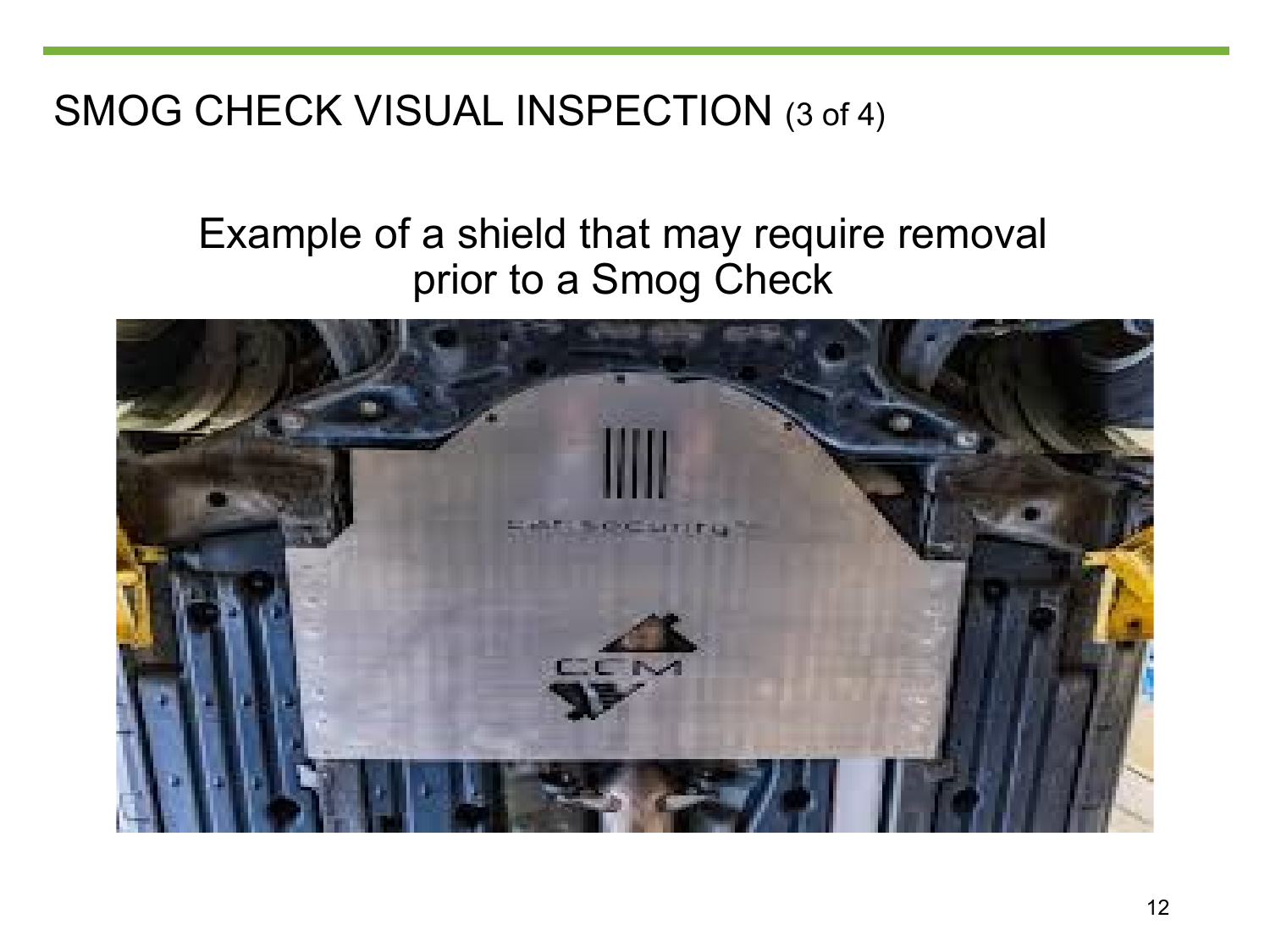# SMOG CHECK VISUAL INSPECTION (3 of 4)

Example of a shield that may require removal prior to a Smog Check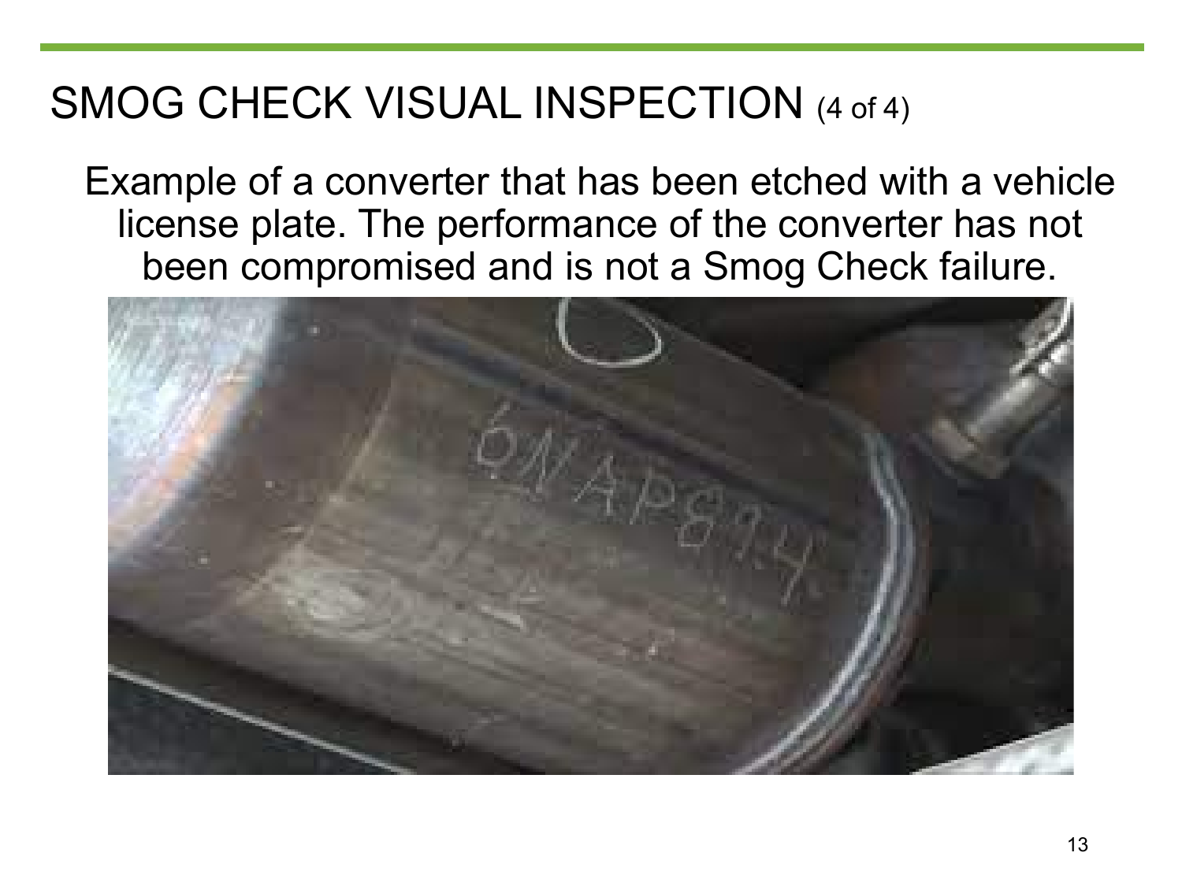# SMOG CHECK VISUAL INSPECTION (4 of 4)

Example of a converter that has been etched with a vehicle license plate. The performance of the converter has not been compromised and is not a Smog Check failure.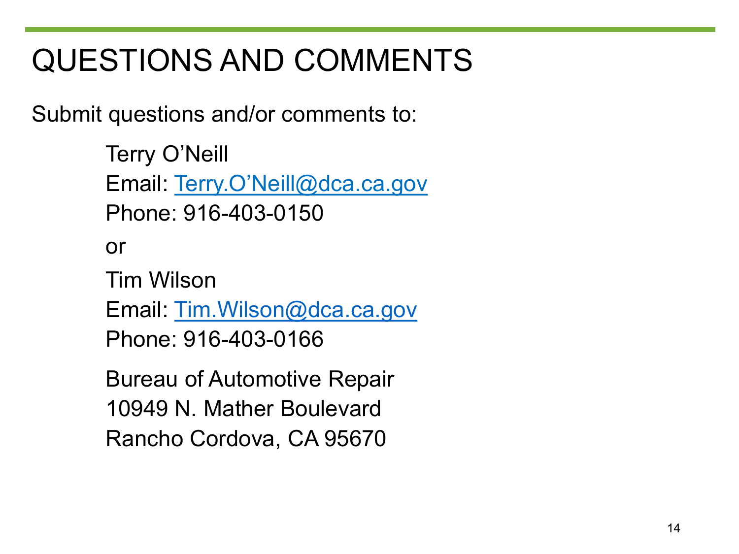# QUESTIONS AND COMMENTS

Submit questions and/or comments to:

Terry O'Neill
Email: [Terry.O'Neill@dca.ca.gov](mailto:Terry.O'Neill@dca.ca.gov)
Phone: 916-403-0150

or

Tim Wilson
Email: [Tim.Wilson@dca.ca.gov](mailto:Tim.Wilson@dca.ca.gov)
Phone: 916-403-0166

Bureau of Automotive Repair
10949 N. Mather Boulevard
Rancho Cordova, CA 95670